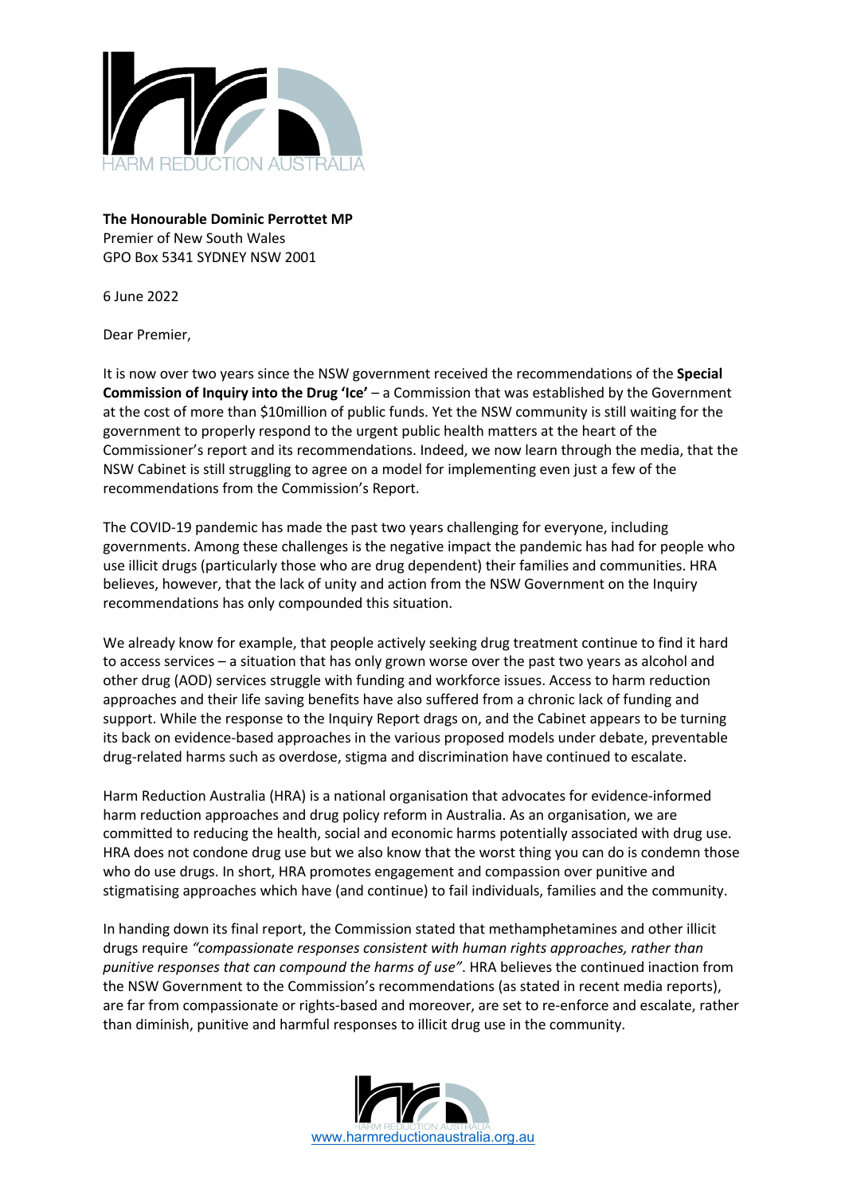HARM REDUCTION AUSTRALIA

**The Honourable Dominic Perrottet MP**
Premier of New South Wales
GPO Box 5341 SYDNEY NSW 2001

6 June 2022

Dear Premier,

It is now over two years since the NSW government received the recommendations of the **Special Commission of Inquiry into the Drug 'Ice'** – a Commission that was established by the Government at the cost of more than $10million of public funds. Yet the NSW community is still waiting for the government to properly respond to the urgent public health matters at the heart of the Commissioner's report and its recommendations. Indeed, we now learn through the media, that the NSW Cabinet is still struggling to agree on a model for implementing even just a few of the recommendations from the Commission's Report.

The COVID-19 pandemic has made the past two years challenging for everyone, including governments. Among these challenges is the negative impact the pandemic has had for people who use illicit drugs (particularly those who are drug dependent) their families and communities. HRA believes, however, that the lack of unity and action from the NSW Government on the Inquiry recommendations has only compounded this situation.

We already know for example, that people actively seeking drug treatment continue to find it hard to access services – a situation that has only grown worse over the past two years as alcohol and other drug (AOD) services struggle with funding and workforce issues. Access to harm reduction approaches and their life saving benefits have also suffered from a chronic lack of funding and support. While the response to the Inquiry Report drags on, and the Cabinet appears to be turning its back on evidence-based approaches in the various proposed models under debate, preventable drug-related harms such as overdose, stigma and discrimination have continued to escalate.

Harm Reduction Australia (HRA) is a national organisation that advocates for evidence-informed harm reduction approaches and drug policy reform in Australia. As an organisation, we are committed to reducing the health, social and economic harms potentially associated with drug use. HRA does not condone drug use but we also know that the worst thing you can do is condemn those who do use drugs. In short, HRA promotes engagement and compassion over punitive and stigmatising approaches which have (and continue) to fail individuals, families and the community.

In handing down its final report, the Commission stated that methamphetamines and other illicit drugs require *"compassionate responses consistent with human rights approaches, rather than punitive responses that can compound the harms of use"*. HRA believes the continued inaction from the NSW Government to the Commission's recommendations (as stated in recent media reports), are far from compassionate or rights-based and moreover, are set to re-enforce and escalate, rather than diminish, punitive and harmful responses to illicit drug use in the community.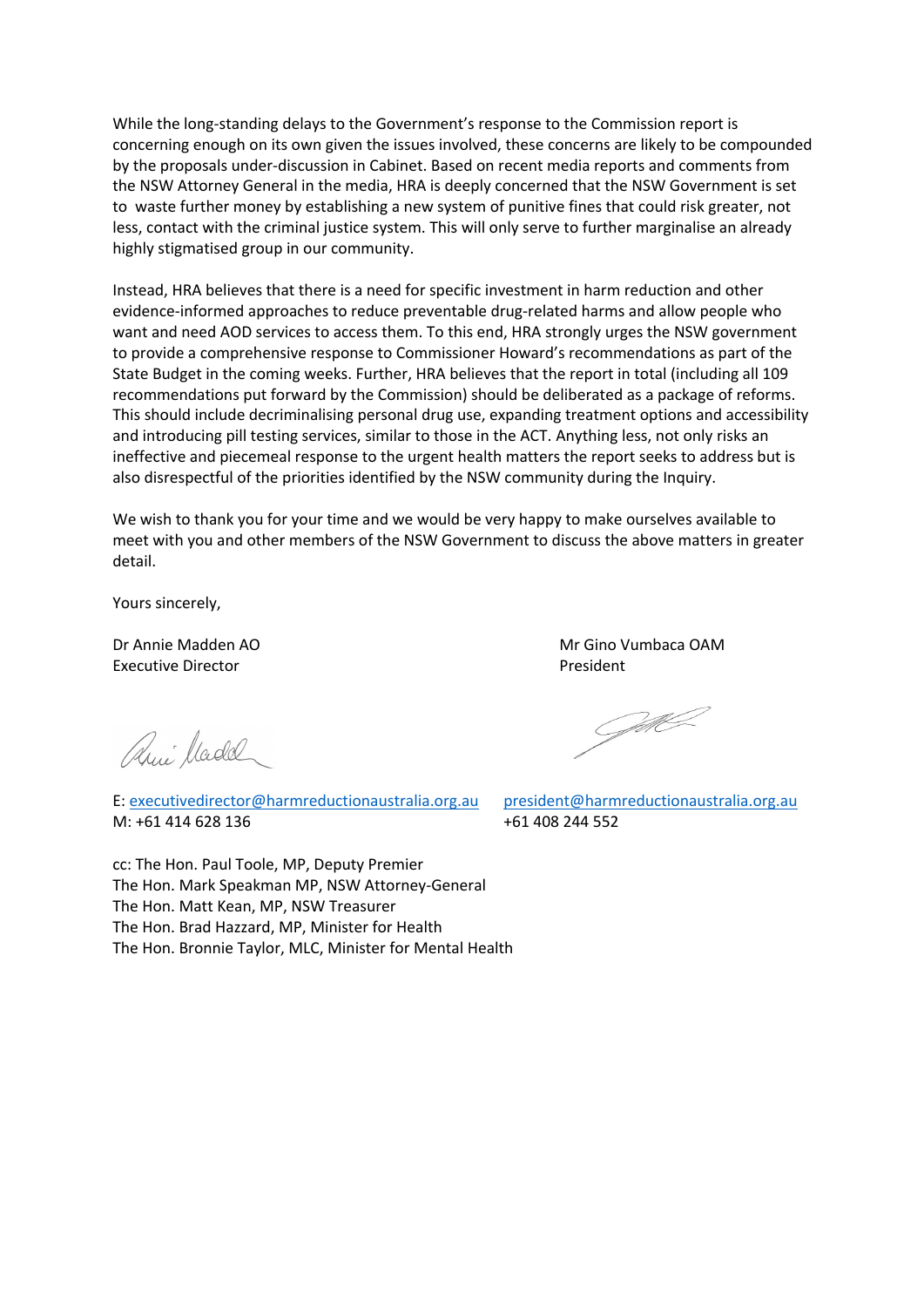While the long-standing delays to the Government's response to the Commission report is concerning enough on its own given the issues involved, these concerns are likely to be compounded by the proposals under-discussion in Cabinet. Based on recent media reports and comments from the NSW Attorney General in the media, HRA is deeply concerned that the NSW Government is set to waste further money by establishing a new system of punitive fines that could risk greater, not less, contact with the criminal justice system. This will only serve to further marginalise an already highly stigmatised group in our community.

Instead, HRA believes that there is a need for specific investment in harm reduction and other evidence-informed approaches to reduce preventable drug-related harms and allow people who want and need AOD services to access them. To this end, HRA strongly urges the NSW government to provide a comprehensive response to Commissioner Howard's recommendations as part of the State Budget in the coming weeks. Further, HRA believes that the report in total (including all 109 recommendations put forward by the Commission) should be deliberated as a package of reforms. This should include decriminalising personal drug use, expanding treatment options and accessibility and introducing pill testing services, similar to those in the ACT. Anything less, not only risks an ineffective and piecemeal response to the urgent health matters the report seeks to address but is also disrespectful of the priorities identified by the NSW community during the Inquiry.

We wish to thank you for your time and we would be very happy to make ourselves available to meet with you and other members of the NSW Government to discuss the above matters in greater detail.

Yours sincerely,

Dr Annie Madden AO
Executive Director

E: executivedirector@harmreductionaustralia.org.au
M: +61 414 628 136

Mr Gino Vumbaca OAM
President

president@harmreductionaustralia.org.au
+61 408 244 552

cc: The Hon. Paul Toole, MP, Deputy Premier
The Hon. Mark Speakman MP, NSW Attorney-General
The Hon. Matt Kean, MP, NSW Treasurer
The Hon. Brad Hazzard, MP, Minister for Health
The Hon. Bronnie Taylor, MLC, Minister for Mental Health